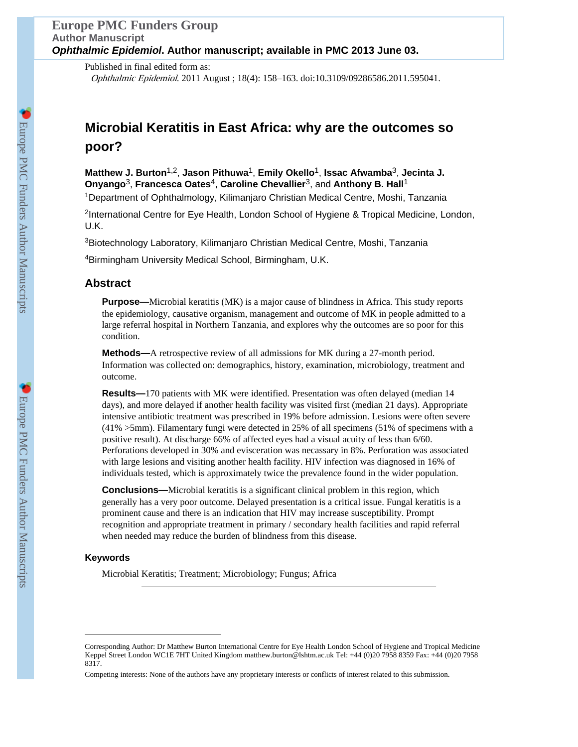Published in final edited form as:

*Ophthalmic Epidemiol*. 2011 August ; 18(4): 158–163. doi:10.3109/09286586.2011.595041.

# Microbial Keratitis in East Africa: why are the outcomes so poor?

**Matthew J. Burton**[1,2], **Jason Pithuwa**[1], **Emily Okello**[1], **Issac Afwamba**[3], **Jecinta J. Onyango**[3], **Francesca Oates**[4], **Caroline Chevallier**[3], and **Anthony B. Hall**[1]

[1]Department of Ophthalmology, Kilimanjaro Christian Medical Centre, Moshi, Tanzania

[2]International Centre for Eye Health, London School of Hygiene & Tropical Medicine, London, U.K.

[3]Biotechnology Laboratory, Kilimanjaro Christian Medical Centre, Moshi, Tanzania

[4]Birmingham University Medical School, Birmingham, U.K.

## Abstract

**Purpose—**Microbial keratitis (MK) is a major cause of blindness in Africa. This study reports the epidemiology, causative organism, management and outcome of MK in people admitted to a large referral hospital in Northern Tanzania, and explores why the outcomes are so poor for this condition.

**Methods—**A retrospective review of all admissions for MK during a 27-month period. Information was collected on: demographics, history, examination, microbiology, treatment and outcome.

**Results—**170 patients with MK were identified. Presentation was often delayed (median 14 days), and more delayed if another health facility was visited first (median 21 days). Appropriate intensive antibiotic treatment was prescribed in 19% before admission. Lesions were often severe (41% >5mm). Filamentary fungi were detected in 25% of all specimens (51% of specimens with a positive result). At discharge 66% of affected eyes had a visual acuity of less than 6/60. Perforations developed in 30% and evisceration was necassary in 8%. Perforation was associated with large lesions and visiting another health facility. HIV infection was diagnosed in 16% of individuals tested, which is approximately twice the prevalence found in the wider population.

**Conclusions—**Microbial keratitis is a significant clinical problem in this region, which generally has a very poor outcome. Delayed presentation is a critical issue. Fungal keratitis is a prominent cause and there is an indication that HIV may increase susceptibility. Prompt recognition and appropriate treatment in primary / secondary health facilities and rapid referral when needed may reduce the burden of blindness from this disease.

### Keywords

Microbial Keratitis; Treatment; Microbiology; Fungus; Africa

---

Corresponding Author: Dr Matthew Burton International Centre for Eye Health London School of Hygiene and Tropical Medicine Keppel Street London WC1E 7HT United Kingdom matthew.burton@lshtm.ac.uk Tel: +44 (0)20 7958 8359 Fax: +44 (0)20 7958 8317.

Competing interests: None of the authors have any proprietary interests or conflicts of interest related to this submission.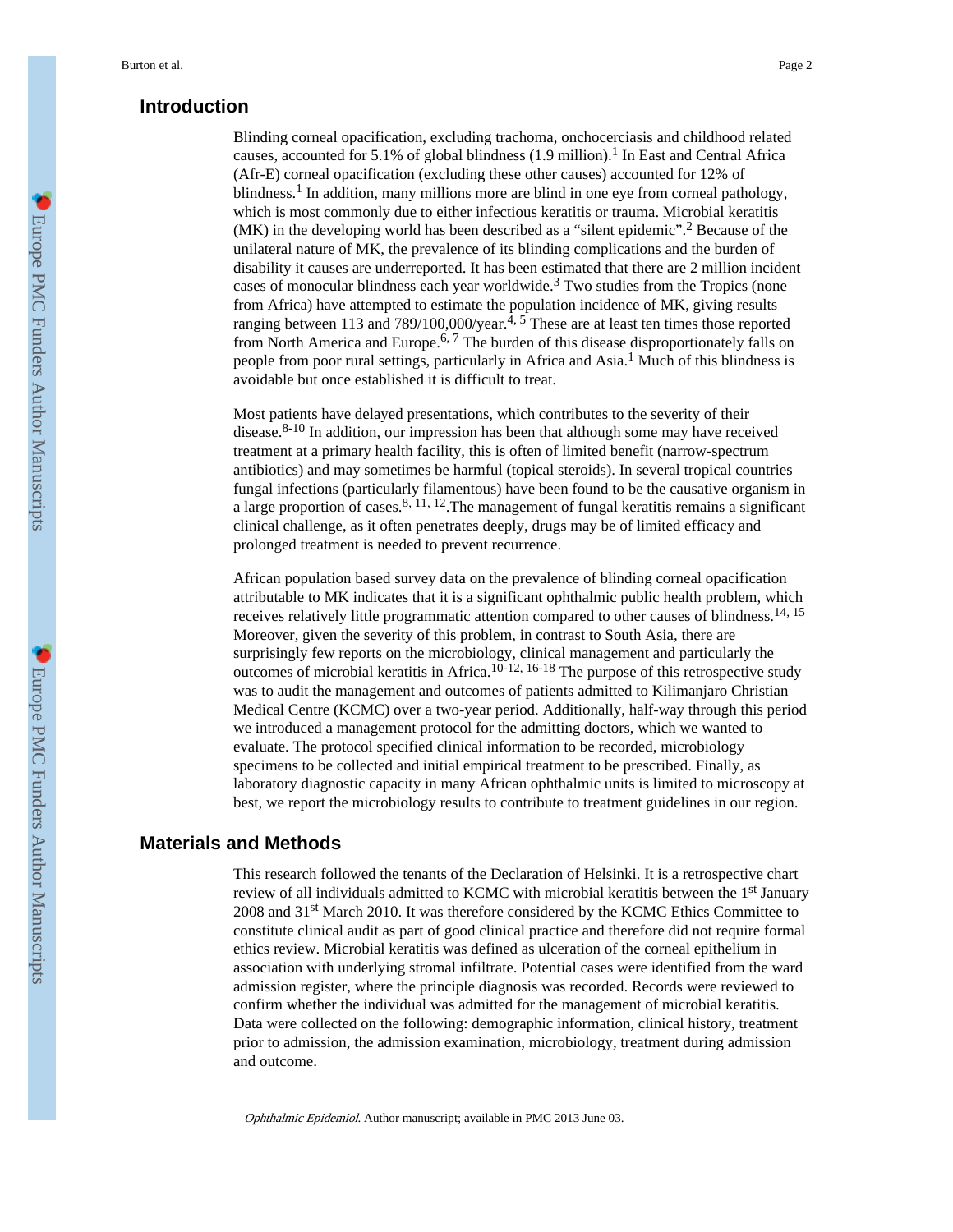## Introduction

Blinding corneal opacification, excluding trachoma, onchocerciasis and childhood related causes, accounted for 5.1% of global blindness (1.9 million).[1] In East and Central Africa (Afr-E) corneal opacification (excluding these other causes) accounted for 12% of blindness.[1] In addition, many millions more are blind in one eye from corneal pathology, which is most commonly due to either infectious keratitis or trauma. Microbial keratitis (MK) in the developing world has been described as a "silent epidemic".[2] Because of the unilateral nature of MK, the prevalence of its blinding complications and the burden of disability it causes are underreported. It has been estimated that there are 2 million incident cases of monocular blindness each year worldwide.[3] Two studies from the Tropics (none from Africa) have attempted to estimate the population incidence of MK, giving results ranging between 113 and 789/100,000/year.[4, 5] These are at least ten times those reported from North America and Europe.[6, 7] The burden of this disease disproportionately falls on people from poor rural settings, particularly in Africa and Asia.[1] Much of this blindness is avoidable but once established it is difficult to treat.

Most patients have delayed presentations, which contributes to the severity of their disease.[8-10] In addition, our impression has been that although some may have received treatment at a primary health facility, this is often of limited benefit (narrow-spectrum antibiotics) and may sometimes be harmful (topical steroids). In several tropical countries fungal infections (particularly filamentous) have been found to be the causative organism in a large proportion of cases.[8, 11, 12].The management of fungal keratitis remains a significant clinical challenge, as it often penetrates deeply, drugs may be of limited efficacy and prolonged treatment is needed to prevent recurrence.

African population based survey data on the prevalence of blinding corneal opacification attributable to MK indicates that it is a significant ophthalmic public health problem, which receives relatively little programmatic attention compared to other causes of blindness.[14, 15] Moreover, given the severity of this problem, in contrast to South Asia, there are surprisingly few reports on the microbiology, clinical management and particularly the outcomes of microbial keratitis in Africa.[10-12, 16-18] The purpose of this retrospective study was to audit the management and outcomes of patients admitted to Kilimanjaro Christian Medical Centre (KCMC) over a two-year period. Additionally, half-way through this period we introduced a management protocol for the admitting doctors, which we wanted to evaluate. The protocol specified clinical information to be recorded, microbiology specimens to be collected and initial empirical treatment to be prescribed. Finally, as laboratory diagnostic capacity in many African ophthalmic units is limited to microscopy at best, we report the microbiology results to contribute to treatment guidelines in our region.

## Materials and Methods

This research followed the tenants of the Declaration of Helsinki. It is a retrospective chart review of all individuals admitted to KCMC with microbial keratitis between the 1st January 2008 and 31st March 2010. It was therefore considered by the KCMC Ethics Committee to constitute clinical audit as part of good clinical practice and therefore did not require formal ethics review. Microbial keratitis was defined as ulceration of the corneal epithelium in association with underlying stromal infiltrate. Potential cases were identified from the ward admission register, where the principle diagnosis was recorded. Records were reviewed to confirm whether the individual was admitted for the management of microbial keratitis. Data were collected on the following: demographic information, clinical history, treatment prior to admission, the admission examination, microbiology, treatment during admission and outcome.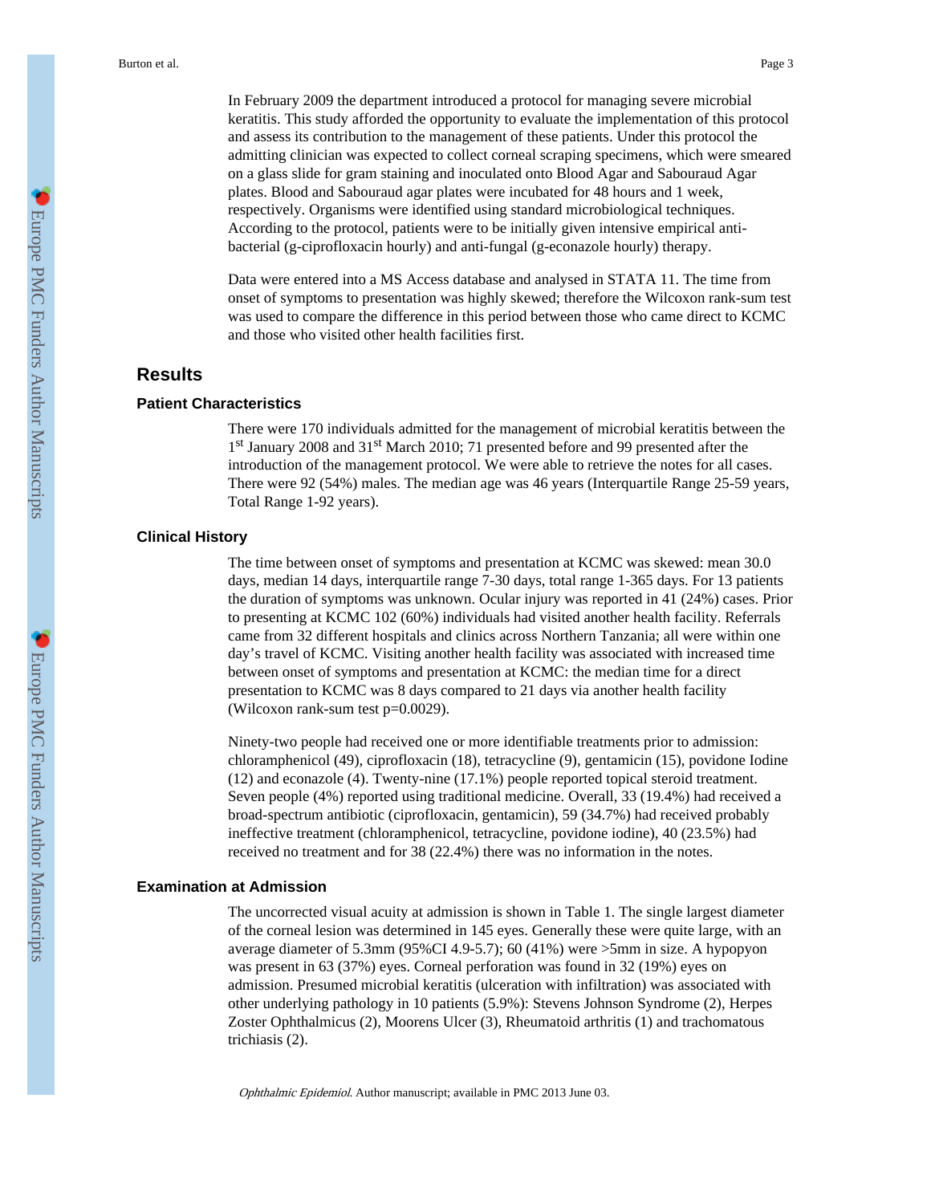In February 2009 the department introduced a protocol for managing severe microbial keratitis. This study afforded the opportunity to evaluate the implementation of this protocol and assess its contribution to the management of these patients. Under this protocol the admitting clinician was expected to collect corneal scraping specimens, which were smeared on a glass slide for gram staining and inoculated onto Blood Agar and Sabouraud Agar plates. Blood and Sabouraud agar plates were incubated for 48 hours and 1 week, respectively. Organisms were identified using standard microbiological techniques. According to the protocol, patients were to be initially given intensive empirical anti-bacterial (g-ciprofloxacin hourly) and anti-fungal (g-econazole hourly) therapy.

Data were entered into a MS Access database and analysed in STATA 11. The time from onset of symptoms to presentation was highly skewed; therefore the Wilcoxon rank-sum test was used to compare the difference in this period between those who came direct to KCMC and those who visited other health facilities first.

## Results

### Patient Characteristics

There were 170 individuals admitted for the management of microbial keratitis between the 1$^{st}$ January 2008 and 31$^{st}$ March 2010; 71 presented before and 99 presented after the introduction of the management protocol. We were able to retrieve the notes for all cases. There were 92 (54%) males. The median age was 46 years (Interquartile Range 25-59 years, Total Range 1-92 years).

### Clinical History

The time between onset of symptoms and presentation at KCMC was skewed: mean 30.0 days, median 14 days, interquartile range 7-30 days, total range 1-365 days. For 13 patients the duration of symptoms was unknown. Ocular injury was reported in 41 (24%) cases. Prior to presenting at KCMC 102 (60%) individuals had visited another health facility. Referrals came from 32 different hospitals and clinics across Northern Tanzania; all were within one day's travel of KCMC. Visiting another health facility was associated with increased time between onset of symptoms and presentation at KCMC: the median time for a direct presentation to KCMC was 8 days compared to 21 days via another health facility (Wilcoxon rank-sum test $p=0.0029$).

Ninety-two people had received one or more identifiable treatments prior to admission: chloramphenicol (49), ciprofloxacin (18), tetracycline (9), gentamicin (15), povidone Iodine (12) and econazole (4). Twenty-nine (17.1%) people reported topical steroid treatment. Seven people (4%) reported using traditional medicine. Overall, 33 (19.4%) had received a broad-spectrum antibiotic (ciprofloxacin, gentamicin), 59 (34.7%) had received probably ineffective treatment (chloramphenicol, tetracycline, povidone iodine), 40 (23.5%) had received no treatment and for 38 (22.4%) there was no information in the notes.

### Examination at Admission

The uncorrected visual acuity at admission is shown in Table 1. The single largest diameter of the corneal lesion was determined in 145 eyes. Generally these were quite large, with an average diameter of 5.3mm (95%CI 4.9-5.7); 60 (41%) were >5mm in size. A hypopyon was present in 63 (37%) eyes. Corneal perforation was found in 32 (19%) eyes on admission. Presumed microbial keratitis (ulceration with infiltration) was associated with other underlying pathology in 10 patients (5.9%): Stevens Johnson Syndrome (2), Herpes Zoster Ophthalmicus (2), Moorens Ulcer (3), Rheumatoid arthritis (1) and trachomatous trichiasis (2).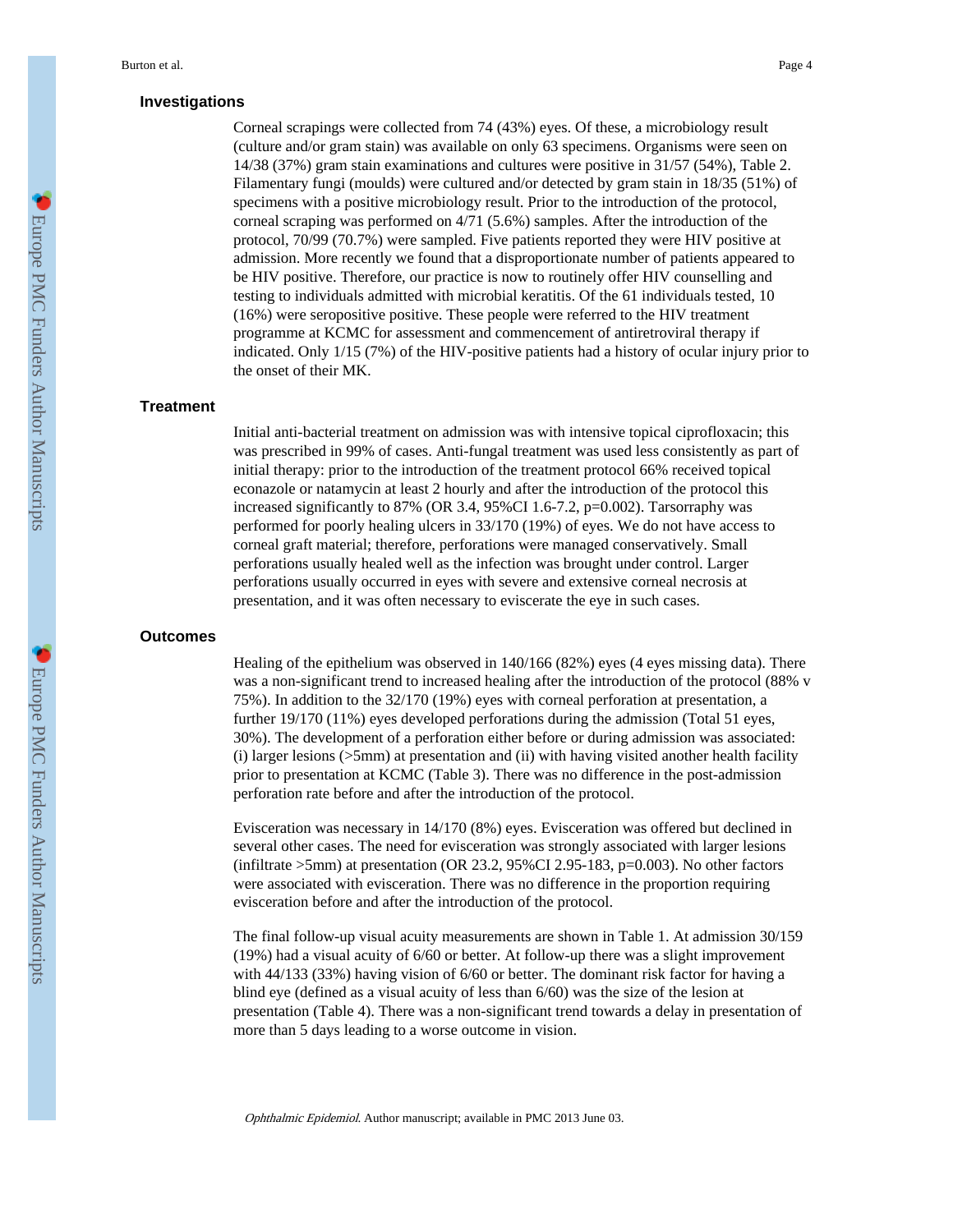### Investigations

Corneal scrapings were collected from 74 (43%) eyes. Of these, a microbiology result (culture and/or gram stain) was available on only 63 specimens. Organisms were seen on 14/38 (37%) gram stain examinations and cultures were positive in 31/57 (54%), Table 2. Filamentary fungi (moulds) were cultured and/or detected by gram stain in 18/35 (51%) of specimens with a positive microbiology result. Prior to the introduction of the protocol, corneal scraping was performed on 4/71 (5.6%) samples. After the introduction of the protocol, 70/99 (70.7%) were sampled. Five patients reported they were HIV positive at admission. More recently we found that a disproportionate number of patients appeared to be HIV positive. Therefore, our practice is now to routinely offer HIV counselling and testing to individuals admitted with microbial keratitis. Of the 61 individuals tested, 10 (16%) were seropositive positive. These people were referred to the HIV treatment programme at KCMC for assessment and commencement of antiretroviral therapy if indicated. Only 1/15 (7%) of the HIV-positive patients had a history of ocular injury prior to the onset of their MK.

### Treatment

Initial anti-bacterial treatment on admission was with intensive topical ciprofloxacin; this was prescribed in 99% of cases. Anti-fungal treatment was used less consistently as part of initial therapy: prior to the introduction of the treatment protocol 66% received topical econazole or natamycin at least 2 hourly and after the introduction of the protocol this increased significantly to 87% (OR 3.4, 95%CI 1.6-7.2, $p=0.002$). Tarsorraphy was performed for poorly healing ulcers in 33/170 (19%) of eyes. We do not have access to corneal graft material; therefore, perforations were managed conservatively. Small perforations usually healed well as the infection was brought under control. Larger perforations usually occurred in eyes with severe and extensive corneal necrosis at presentation, and it was often necessary to eviscerate the eye in such cases.

### Outcomes

Healing of the epithelium was observed in 140/166 (82%) eyes (4 eyes missing data). There was a non-significant trend to increased healing after the introduction of the protocol (88% v 75%). In addition to the 32/170 (19%) eyes with corneal perforation at presentation, a further 19/170 (11%) eyes developed perforations during the admission (Total 51 eyes, 30%). The development of a perforation either before or during admission was associated: (i) larger lesions (>5mm) at presentation and (ii) with having visited another health facility prior to presentation at KCMC (Table 3). There was no difference in the post-admission perforation rate before and after the introduction of the protocol.

Evisceration was necessary in 14/170 (8%) eyes. Evisceration was offered but declined in several other cases. The need for evisceration was strongly associated with larger lesions (infiltrate >5mm) at presentation (OR 23.2, 95%CI 2.95-183, $p=0.003$). No other factors were associated with evisceration. There was no difference in the proportion requiring evisceration before and after the introduction of the protocol.

The final follow-up visual acuity measurements are shown in Table 1. At admission 30/159 (19%) had a visual acuity of 6/60 or better. At follow-up there was a slight improvement with 44/133 (33%) having vision of 6/60 or better. The dominant risk factor for having a blind eye (defined as a visual acuity of less than 6/60) was the size of the lesion at presentation (Table 4). There was a non-significant trend towards a delay in presentation of more than 5 days leading to a worse outcome in vision.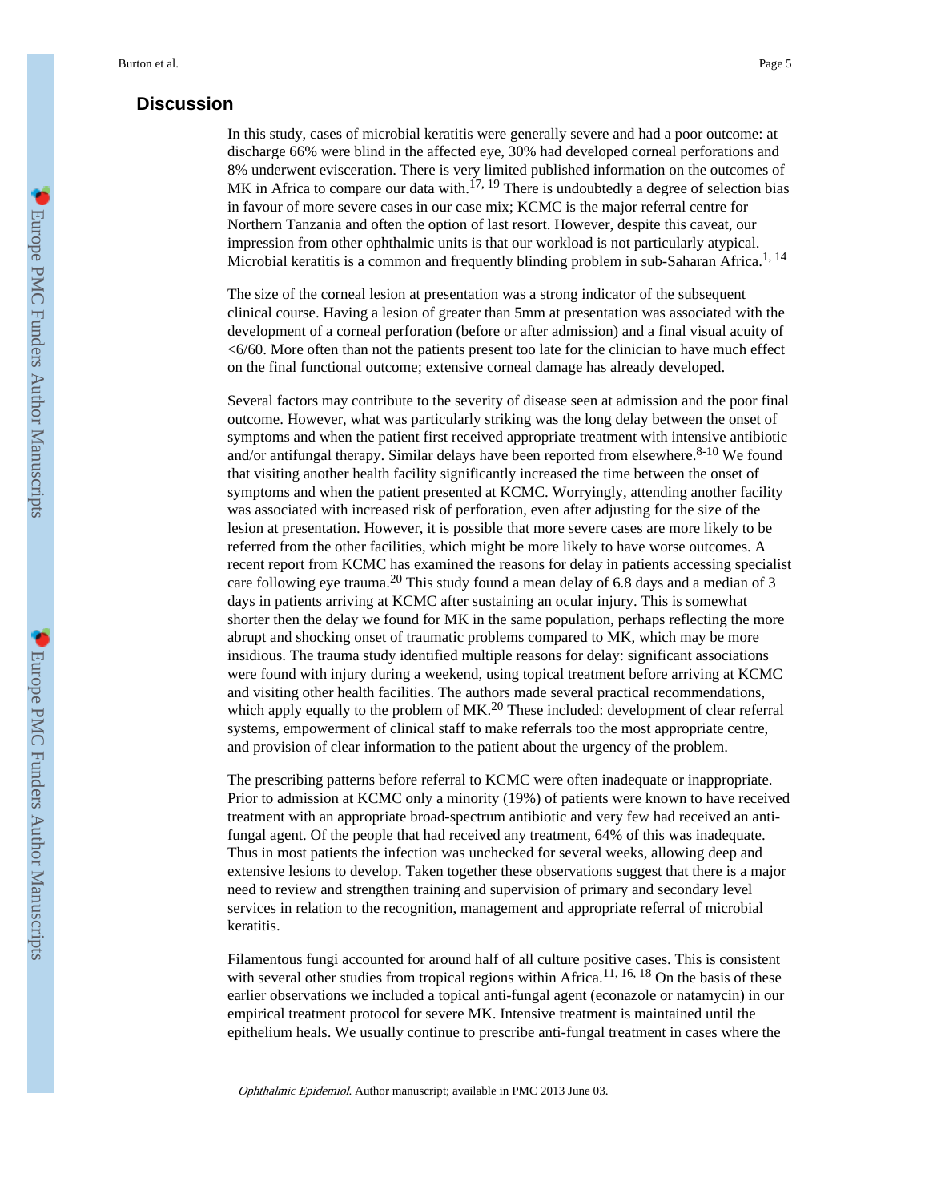## Discussion

In this study, cases of microbial keratitis were generally severe and had a poor outcome: at discharge 66% were blind in the affected eye, 30% had developed corneal perforations and 8% underwent evisceration. There is very limited published information on the outcomes of MK in Africa to compare our data with.[17, 19] There is undoubtedly a degree of selection bias in favour of more severe cases in our case mix; KCMC is the major referral centre for Northern Tanzania and often the option of last resort. However, despite this caveat, our impression from other ophthalmic units is that our workload is not particularly atypical. Microbial keratitis is a common and frequently blinding problem in sub-Saharan Africa.[1, 14]

The size of the corneal lesion at presentation was a strong indicator of the subsequent clinical course. Having a lesion of greater than 5mm at presentation was associated with the development of a corneal perforation (before or after admission) and a final visual acuity of <6/60. More often than not the patients present too late for the clinician to have much effect on the final functional outcome; extensive corneal damage has already developed.

Several factors may contribute to the severity of disease seen at admission and the poor final outcome. However, what was particularly striking was the long delay between the onset of symptoms and when the patient first received appropriate treatment with intensive antibiotic and/or antifungal therapy. Similar delays have been reported from elsewhere.[8-10] We found that visiting another health facility significantly increased the time between the onset of symptoms and when the patient presented at KCMC. Worryingly, attending another facility was associated with increased risk of perforation, even after adjusting for the size of the lesion at presentation. However, it is possible that more severe cases are more likely to be referred from the other facilities, which might be more likely to have worse outcomes. A recent report from KCMC has examined the reasons for delay in patients accessing specialist care following eye trauma.[20] This study found a mean delay of 6.8 days and a median of 3 days in patients arriving at KCMC after sustaining an ocular injury. This is somewhat shorter then the delay we found for MK in the same population, perhaps reflecting the more abrupt and shocking onset of traumatic problems compared to MK, which may be more insidious. The trauma study identified multiple reasons for delay: significant associations were found with injury during a weekend, using topical treatment before arriving at KCMC and visiting other health facilities. The authors made several practical recommendations, which apply equally to the problem of MK.[20] These included: development of clear referral systems, empowerment of clinical staff to make referrals too the most appropriate centre, and provision of clear information to the patient about the urgency of the problem.

The prescribing patterns before referral to KCMC were often inadequate or inappropriate. Prior to admission at KCMC only a minority (19%) of patients were known to have received treatment with an appropriate broad-spectrum antibiotic and very few had received an anti-fungal agent. Of the people that had received any treatment, 64% of this was inadequate. Thus in most patients the infection was unchecked for several weeks, allowing deep and extensive lesions to develop. Taken together these observations suggest that there is a major need to review and strengthen training and supervision of primary and secondary level services in relation to the recognition, management and appropriate referral of microbial keratitis.

Filamentous fungi accounted for around half of all culture positive cases. This is consistent with several other studies from tropical regions within Africa.[11, 16, 18] On the basis of these earlier observations we included a topical anti-fungal agent (econazole or natamycin) in our empirical treatment protocol for severe MK. Intensive treatment is maintained until the epithelium heals. We usually continue to prescribe anti-fungal treatment in cases where the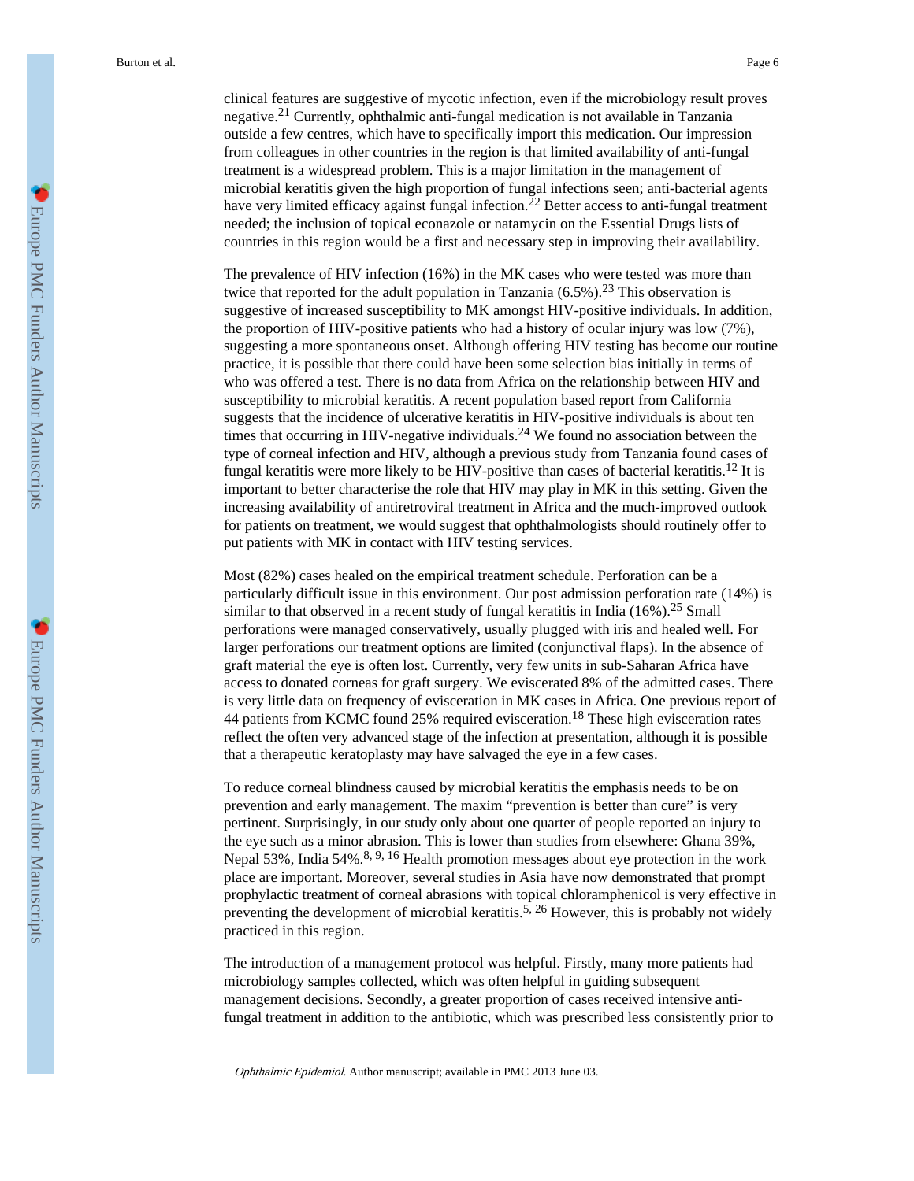clinical features are suggestive of mycotic infection, even if the microbiology result proves negative.[21] Currently, ophthalmic anti-fungal medication is not available in Tanzania outside a few centres, which have to specifically import this medication. Our impression from colleagues in other countries in the region is that limited availability of anti-fungal treatment is a widespread problem. This is a major limitation in the management of microbial keratitis given the high proportion of fungal infections seen; anti-bacterial agents have very limited efficacy against fungal infection.[22] Better access to anti-fungal treatment needed; the inclusion of topical econazole or natamycin on the Essential Drugs lists of countries in this region would be a first and necessary step in improving their availability.

The prevalence of HIV infection (16%) in the MK cases who were tested was more than twice that reported for the adult population in Tanzania (6.5%).[23] This observation is suggestive of increased susceptibility to MK amongst HIV-positive individuals. In addition, the proportion of HIV-positive patients who had a history of ocular injury was low (7%), suggesting a more spontaneous onset. Although offering HIV testing has become our routine practice, it is possible that there could have been some selection bias initially in terms of who was offered a test. There is no data from Africa on the relationship between HIV and susceptibility to microbial keratitis. A recent population based report from California suggests that the incidence of ulcerative keratitis in HIV-positive individuals is about ten times that occurring in HIV-negative individuals.[24] We found no association between the type of corneal infection and HIV, although a previous study from Tanzania found cases of fungal keratitis were more likely to be HIV-positive than cases of bacterial keratitis.[12] It is important to better characterise the role that HIV may play in MK in this setting. Given the increasing availability of antiretroviral treatment in Africa and the much-improved outlook for patients on treatment, we would suggest that ophthalmologists should routinely offer to put patients with MK in contact with HIV testing services.

Most (82%) cases healed on the empirical treatment schedule. Perforation can be a particularly difficult issue in this environment. Our post admission perforation rate (14%) is similar to that observed in a recent study of fungal keratitis in India (16%).[25] Small perforations were managed conservatively, usually plugged with iris and healed well. For larger perforations our treatment options are limited (conjunctival flaps). In the absence of graft material the eye is often lost. Currently, very few units in sub-Saharan Africa have access to donated corneas for graft surgery. We eviscerated 8% of the admitted cases. There is very little data on frequency of evisceration in MK cases in Africa. One previous report of 44 patients from KCMC found 25% required evisceration.[18] These high evisceration rates reflect the often very advanced stage of the infection at presentation, although it is possible that a therapeutic keratoplasty may have salvaged the eye in a few cases.

To reduce corneal blindness caused by microbial keratitis the emphasis needs to be on prevention and early management. The maxim “prevention is better than cure” is very pertinent. Surprisingly, in our study only about one quarter of people reported an injury to the eye such as a minor abrasion. This is lower than studies from elsewhere: Ghana 39%, Nepal 53%, India 54%.[8, 9, 16] Health promotion messages about eye protection in the work place are important. Moreover, several studies in Asia have now demonstrated that prompt prophylactic treatment of corneal abrasions with topical chloramphenicol is very effective in preventing the development of microbial keratitis.[5, 26] However, this is probably not widely practiced in this region.

The introduction of a management protocol was helpful. Firstly, many more patients had microbiology samples collected, which was often helpful in guiding subsequent management decisions. Secondly, a greater proportion of cases received intensive anti-fungal treatment in addition to the antibiotic, which was prescribed less consistently prior to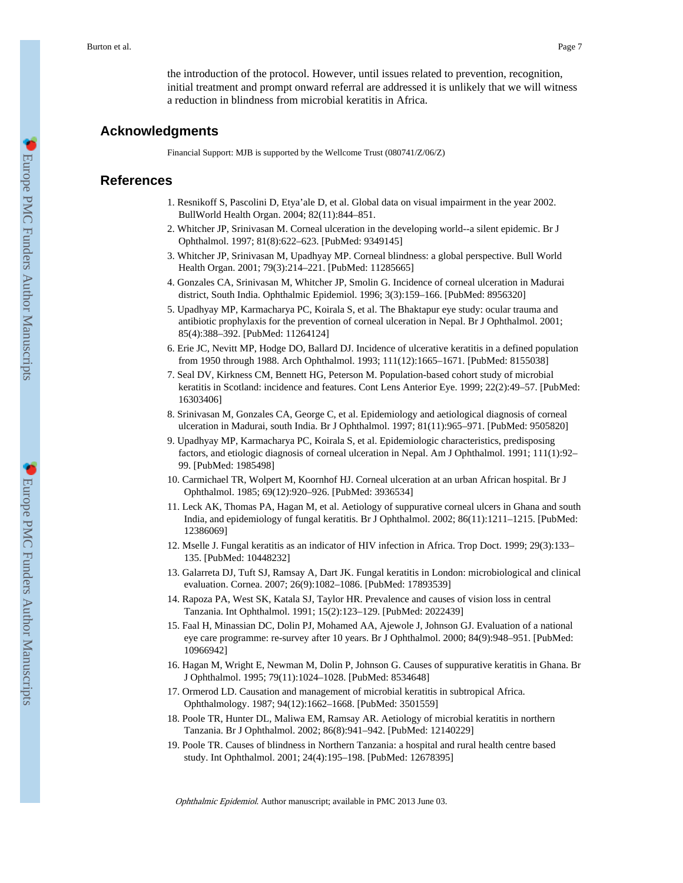the introduction of the protocol. However, until issues related to prevention, recognition, initial treatment and prompt onward referral are addressed it is unlikely that we will witness a reduction in blindness from microbial keratitis in Africa.

## Acknowledgments

Financial Support: MJB is supported by the Wellcome Trust (080741/Z/06/Z)

## References

1. Resnikoff S, Pascolini D, Etya'ale D, et al. Global data on visual impairment in the year 2002. BullWorld Health Organ. 2004; 82(11):844–851.
2. Whitcher JP, Srinivasan M. Corneal ulceration in the developing world--a silent epidemic. Br J Ophthalmol. 1997; 81(8):622–623. [PubMed: 9349145]
3. Whitcher JP, Srinivasan M, Upadhyay MP. Corneal blindness: a global perspective. Bull World Health Organ. 2001; 79(3):214–221. [PubMed: 11285665]
4. Gonzales CA, Srinivasan M, Whitcher JP, Smolin G. Incidence of corneal ulceration in Madurai district, South India. Ophthalmic Epidemiol. 1996; 3(3):159–166. [PubMed: 8956320]
5. Upadhyay MP, Karmacharya PC, Koirala S, et al. The Bhaktapur eye study: ocular trauma and antibiotic prophylaxis for the prevention of corneal ulceration in Nepal. Br J Ophthalmol. 2001; 85(4):388–392. [PubMed: 11264124]
6. Erie JC, Nevitt MP, Hodge DO, Ballard DJ. Incidence of ulcerative keratitis in a defined population from 1950 through 1988. Arch Ophthalmol. 1993; 111(12):1665–1671. [PubMed: 8155038]
7. Seal DV, Kirkness CM, Bennett HG, Peterson M. Population-based cohort study of microbial keratitis in Scotland: incidence and features. Cont Lens Anterior Eye. 1999; 22(2):49–57. [PubMed: 16303406]
8. Srinivasan M, Gonzales CA, George C, et al. Epidemiology and aetiological diagnosis of corneal ulceration in Madurai, south India. Br J Ophthalmol. 1997; 81(11):965–971. [PubMed: 9505820]
9. Upadhyay MP, Karmacharya PC, Koirala S, et al. Epidemiologic characteristics, predisposing factors, and etiologic diagnosis of corneal ulceration in Nepal. Am J Ophthalmol. 1991; 111(1):92–99. [PubMed: 1985498]
10. Carmichael TR, Wolpert M, Koornhof HJ. Corneal ulceration at an urban African hospital. Br J Ophthalmol. 1985; 69(12):920–926. [PubMed: 3936534]
11. Leck AK, Thomas PA, Hagan M, et al. Aetiology of suppurative corneal ulcers in Ghana and south India, and epidemiology of fungal keratitis. Br J Ophthalmol. 2002; 86(11):1211–1215. [PubMed: 12386069]
12. Mselle J. Fungal keratitis as an indicator of HIV infection in Africa. Trop Doct. 1999; 29(3):133–135. [PubMed: 10448232]
13. Galarreta DJ, Tuft SJ, Ramsay A, Dart JK. Fungal keratitis in London: microbiological and clinical evaluation. Cornea. 2007; 26(9):1082–1086. [PubMed: 17893539]
14. Rapoza PA, West SK, Katala SJ, Taylor HR. Prevalence and causes of vision loss in central Tanzania. Int Ophthalmol. 1991; 15(2):123–129. [PubMed: 2022439]
15. Faal H, Minassian DC, Dolin PJ, Mohamed AA, Ajewole J, Johnson GJ. Evaluation of a national eye care programme: re-survey after 10 years. Br J Ophthalmol. 2000; 84(9):948–951. [PubMed: 10966942]
16. Hagan M, Wright E, Newman M, Dolin P, Johnson G. Causes of suppurative keratitis in Ghana. Br J Ophthalmol. 1995; 79(11):1024–1028. [PubMed: 8534648]
17. Ormerod LD. Causation and management of microbial keratitis in subtropical Africa. Ophthalmology. 1987; 94(12):1662–1668. [PubMed: 3501559]
18. Poole TR, Hunter DL, Maliwa EM, Ramsay AR. Aetiology of microbial keratitis in northern Tanzania. Br J Ophthalmol. 2002; 86(8):941–942. [PubMed: 12140229]
19. Poole TR. Causes of blindness in Northern Tanzania: a hospital and rural health centre based study. Int Ophthalmol. 2001; 24(4):195–198. [PubMed: 12678395]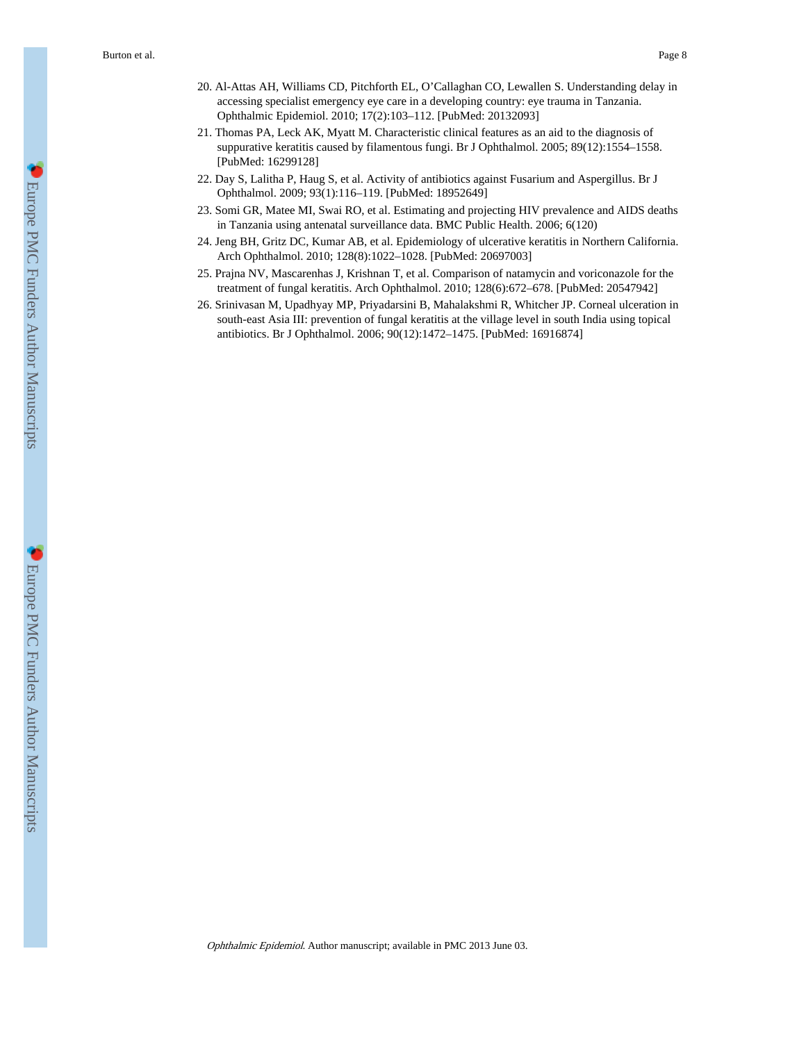20. Al-Attas AH, Williams CD, Pitchforth EL, O'Callaghan CO, Lewallen S. Understanding delay in accessing specialist emergency eye care in a developing country: eye trauma in Tanzania. Ophthalmic Epidemiol. 2010; 17(2):103–112. [PubMed: 20132093]
21. Thomas PA, Leck AK, Myatt M. Characteristic clinical features as an aid to the diagnosis of suppurative keratitis caused by filamentous fungi. Br J Ophthalmol. 2005; 89(12):1554–1558. [PubMed: 16299128]
22. Day S, Lalitha P, Haug S, et al. Activity of antibiotics against Fusarium and Aspergillus. Br J Ophthalmol. 2009; 93(1):116–119. [PubMed: 18952649]
23. Somi GR, Matee MI, Swai RO, et al. Estimating and projecting HIV prevalence and AIDS deaths in Tanzania using antenatal surveillance data. BMC Public Health. 2006; 6(120)
24. Jeng BH, Gritz DC, Kumar AB, et al. Epidemiology of ulcerative keratitis in Northern California. Arch Ophthalmol. 2010; 128(8):1022–1028. [PubMed: 20697003]
25. Prajna NV, Mascarenhas J, Krishnan T, et al. Comparison of natamycin and voriconazole for the treatment of fungal keratitis. Arch Ophthalmol. 2010; 128(6):672–678. [PubMed: 20547942]
26. Srinivasan M, Upadhyay MP, Priyadarsini B, Mahalakshmi R, Whitcher JP. Corneal ulceration in south-east Asia III: prevention of fungal keratitis at the village level in south India using topical antibiotics. Br J Ophthalmol. 2006; 90(12):1472–1475. [PubMed: 16916874]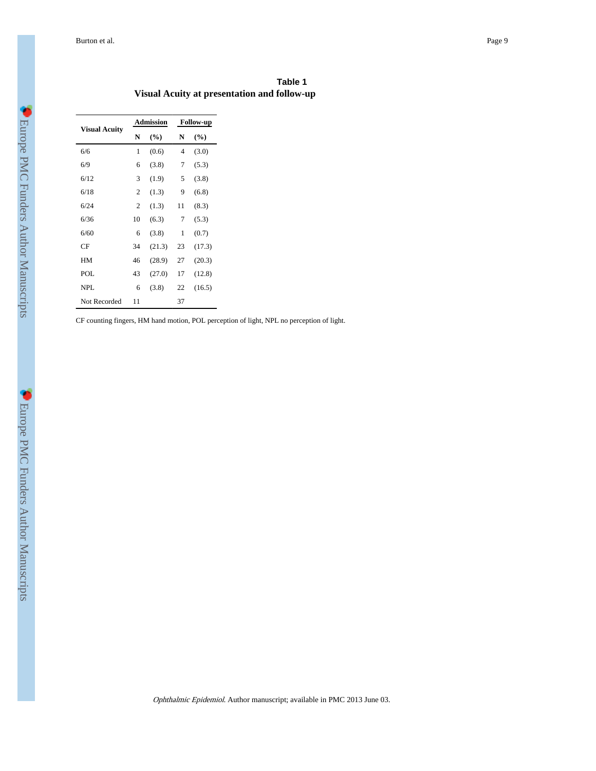**Table 1**

**Visual Acuity at presentation and follow-up**

| Visual Acuity | Admission | | Follow-up | |
|---|---|---|---|---|
| | N | (%) | N | (%) |
| 6/6 | 1 | (0.6) | 4 | (3.0) |
| 6/9 | 6 | (3.8) | 7 | (5.3) |
| 6/12 | 3 | (1.9) | 5 | (3.8) |
| 6/18 | 2 | (1.3) | 9 | (6.8) |
| 6/24 | 2 | (1.3) | 11 | (8.3) |
| 6/36 | 10 | (6.3) | 7 | (5.3) |
| 6/60 | 6 | (3.8) | 1 | (0.7) |
| CF | 34 | (21.3) | 23 | (17.3) |
| HM | 46 | (28.9) | 27 | (20.3) |
| POL | 43 | (27.0) | 17 | (12.8) |
| NPL | 6 | (3.8) | 22 | (16.5) |
| Not Recorded | 11 | | 37 | |

CF counting fingers, HM hand motion, POL perception of light, NPL no perception of light.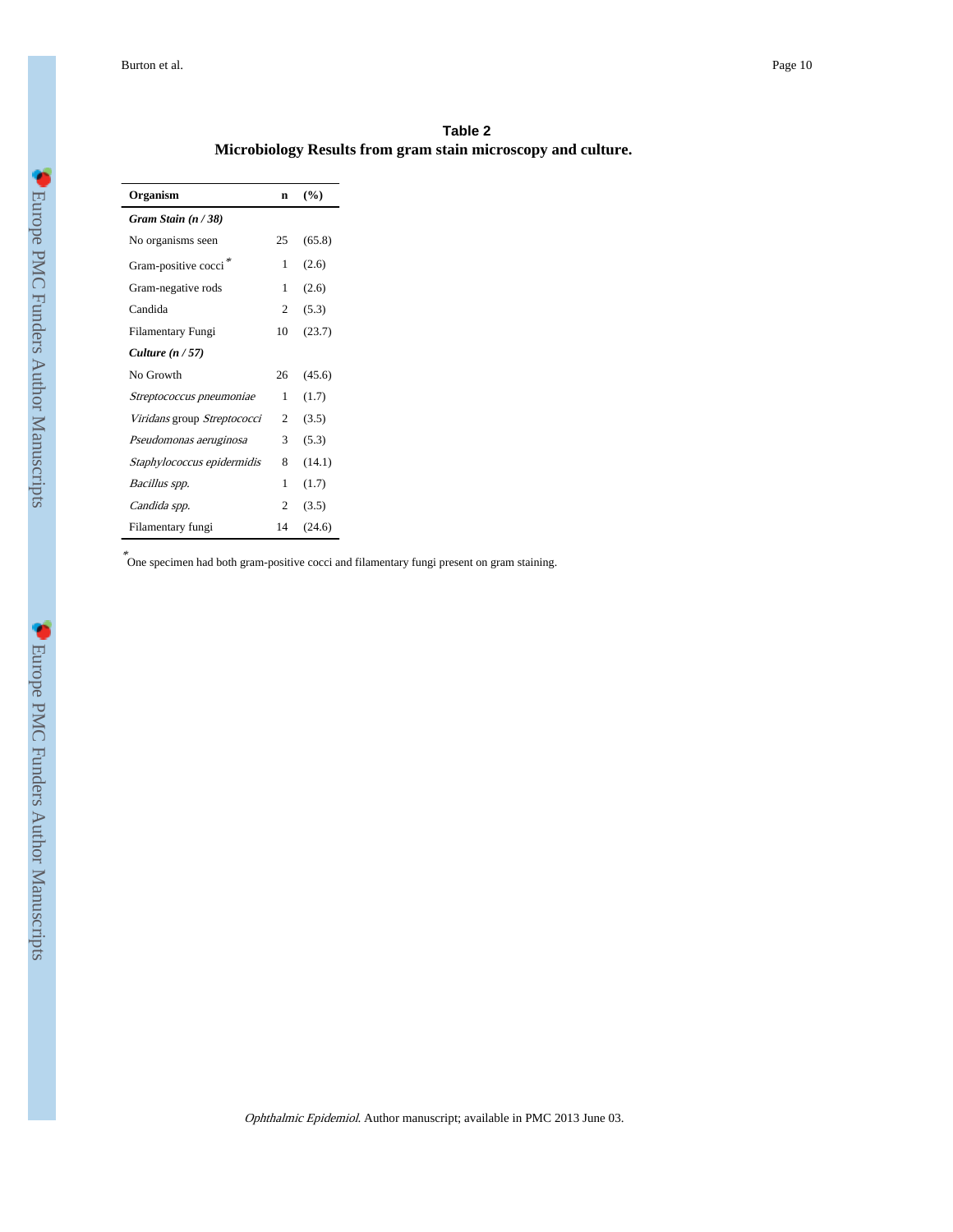**Table 2**

**Microbiology Results from gram stain microscopy and culture.**

| Organism | n | (%) |
|---|---|---|
| ***Gram Stain (n / 38)*** | | |
| No organisms seen | 25 | (65.8) |
| Gram-positive cocci * | 1 | (2.6) |
| Gram-negative rods | 1 | (2.6) |
| Candida | 2 | (5.3) |
| Filamentary Fungi | 10 | (23.7) |
| ***Culture (n / 57)*** | | |
| No Growth | 26 | (45.6) |
| *Streptococcus pneumoniae* | 1 | (1.7) |
| *Viridans* group *Streptococci* | 2 | (3.5) |
| *Pseudomonas aeruginosa* | 3 | (5.3) |
| *Staphylococcus epidermidis* | 8 | (14.1) |
| *Bacillus spp.* | 1 | (1.7) |
| *Candida spp.* | 2 | (3.5) |
| Filamentary fungi | 14 | (24.6) |

* One specimen had both gram-positive cocci and filamentary fungi present on gram staining.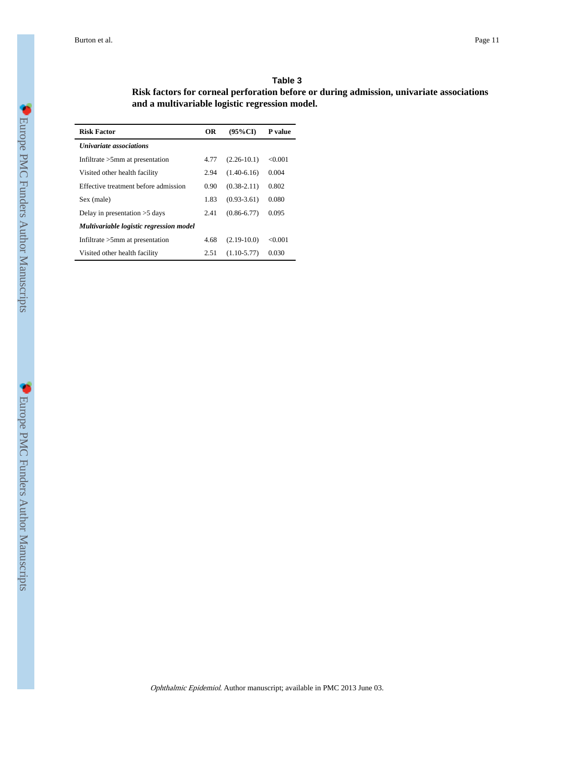**Table 3**

**Risk factors for corneal perforation before or during admission, univariate associations and a multivariable logistic regression model.**

| Risk Factor | OR | (95%CI) | P value |
|---|---|---|---|
| ***Univariate associations*** | | | |
| Infiltrate >5mm at presentation | 4.77 | (2.26-10.1) | <0.001 |
| Visited other health facility | 2.94 | (1.40-6.16) | 0.004 |
| Effective treatment before admission | 0.90 | (0.38-2.11) | 0.802 |
| Sex (male) | 1.83 | (0.93-3.61) | 0.080 |
| Delay in presentation >5 days | 2.41 | (0.86-6.77) | 0.095 |
| ***Multivariable logistic regression model*** | | | |
| Infiltrate >5mm at presentation | 4.68 | (2.19-10.0) | <0.001 |
| Visited other health facility | 2.51 | (1.10-5.77) | 0.030 |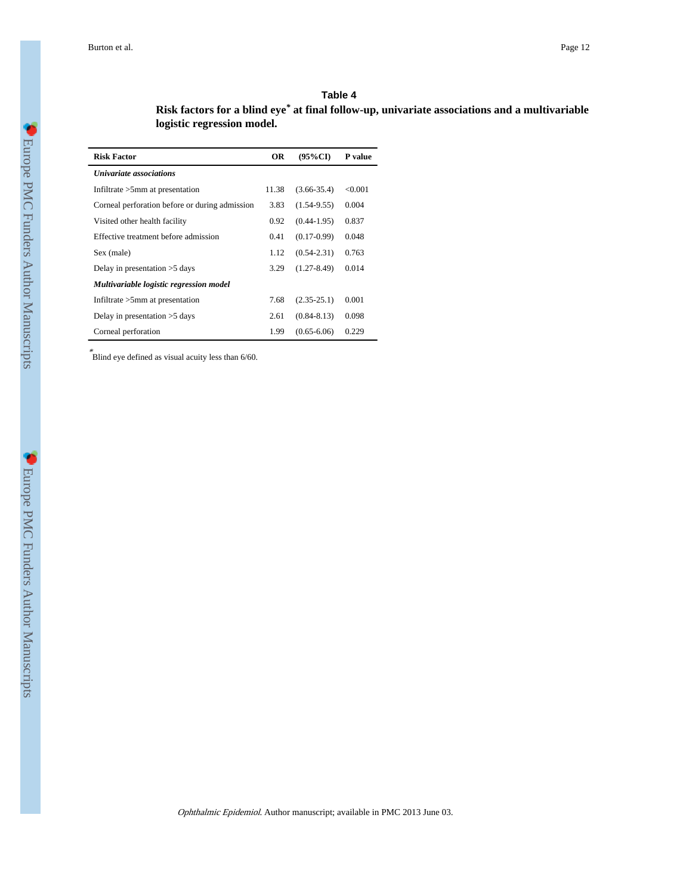### Table 4

**Risk factors for a blind eye[*] at final follow-up, univariate associations and a multivariable logistic regression model.**

| Risk Factor | OR | (95%CI) | P value |
|---|---|---|---|
| ***Univariate associations*** | | | |
| Infiltrate >5mm at presentation | 11.38 | (3.66-35.4) | <0.001 |
| Corneal perforation before or during admission | 3.83 | (1.54-9.55) | 0.004 |
| Visited other health facility | 0.92 | (0.44-1.95) | 0.837 |
| Effective treatment before admission | 0.41 | (0.17-0.99) | 0.048 |
| Sex (male) | 1.12 | (0.54-2.31) | 0.763 |
| Delay in presentation >5 days | 3.29 | (1.27-8.49) | 0.014 |
| ***Multivariable logistic regression model*** | | | |
| Infiltrate >5mm at presentation | 7.68 | (2.35-25.1) | 0.001 |
| Delay in presentation >5 days | 2.61 | (0.84-8.13) | 0.098 |
| Corneal perforation | 1.99 | (0.65-6.06) | 0.229 |

[*] Blind eye defined as visual acuity less than 6/60.